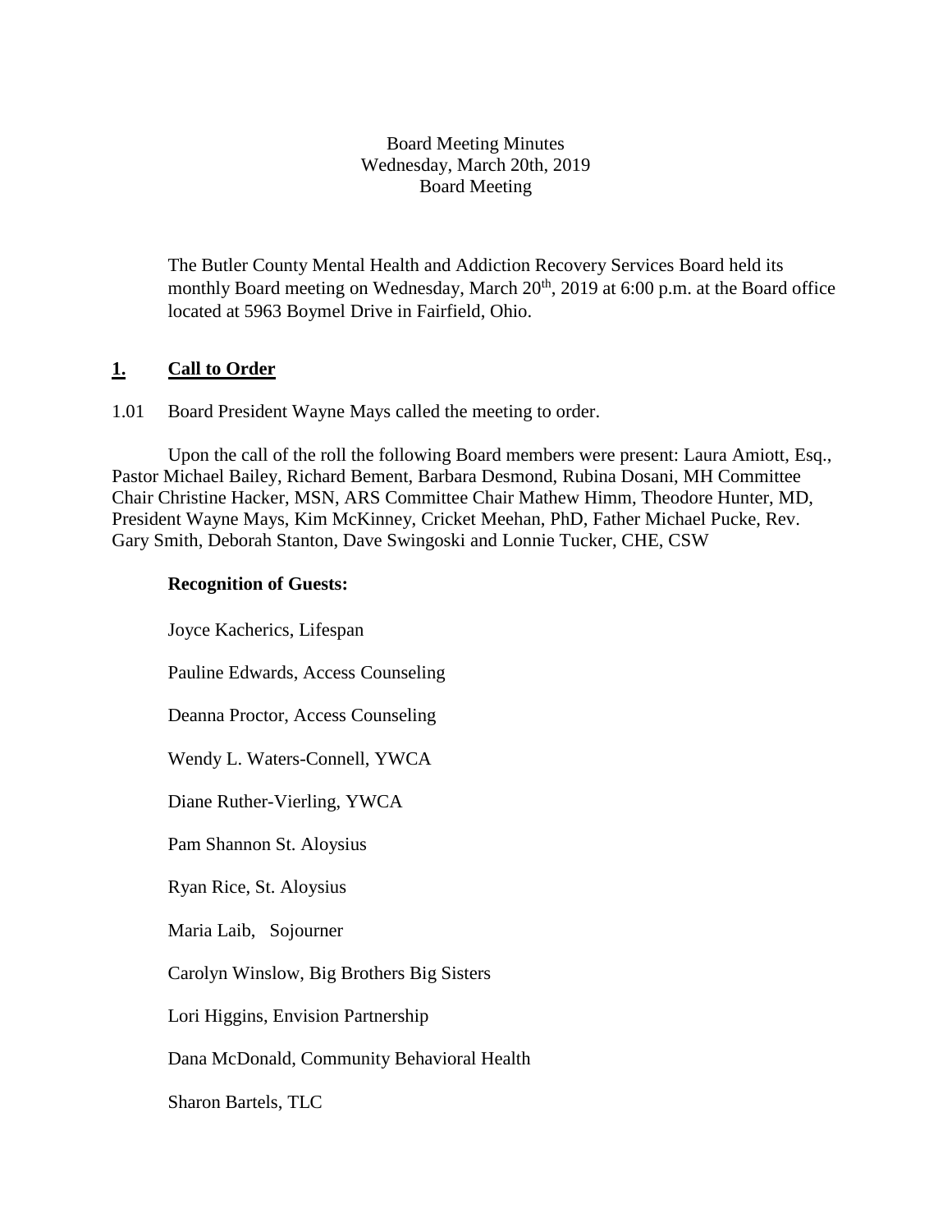Board Meeting Minutes
Wednesday, March 20th, 2019
Board Meeting

The Butler County Mental Health and Addiction Recovery Services Board held its monthly Board meeting on Wednesday, March 20th, 2019 at 6:00 p.m. at the Board office located at 5963 Boymel Drive in Fairfield, Ohio.

## 1. Call to Order

1.01 Board President Wayne Mays called the meeting to order.

Upon the call of the roll the following Board members were present: Laura Amiott, Esq., Pastor Michael Bailey, Richard Bement, Barbara Desmond, Rubina Dosani, MH Committee Chair Christine Hacker, MSN, ARS Committee Chair Mathew Himm, Theodore Hunter, MD, President Wayne Mays, Kim McKinney, Cricket Meehan, PhD, Father Michael Pucke, Rev. Gary Smith, Deborah Stanton, Dave Swingoski and Lonnie Tucker, CHE, CSW

**Recognition of Guests:**

Joyce Kacherics, Lifespan

Pauline Edwards, Access Counseling

Deanna Proctor, Access Counseling

Wendy L. Waters-Connell, YWCA

Diane Ruther-Vierling, YWCA

Pam Shannon St. Aloysius

Ryan Rice, St. Aloysius

Maria Laib, Sojourner

Carolyn Winslow, Big Brothers Big Sisters

Lori Higgins, Envision Partnership

Dana McDonald, Community Behavioral Health

Sharon Bartels, TLC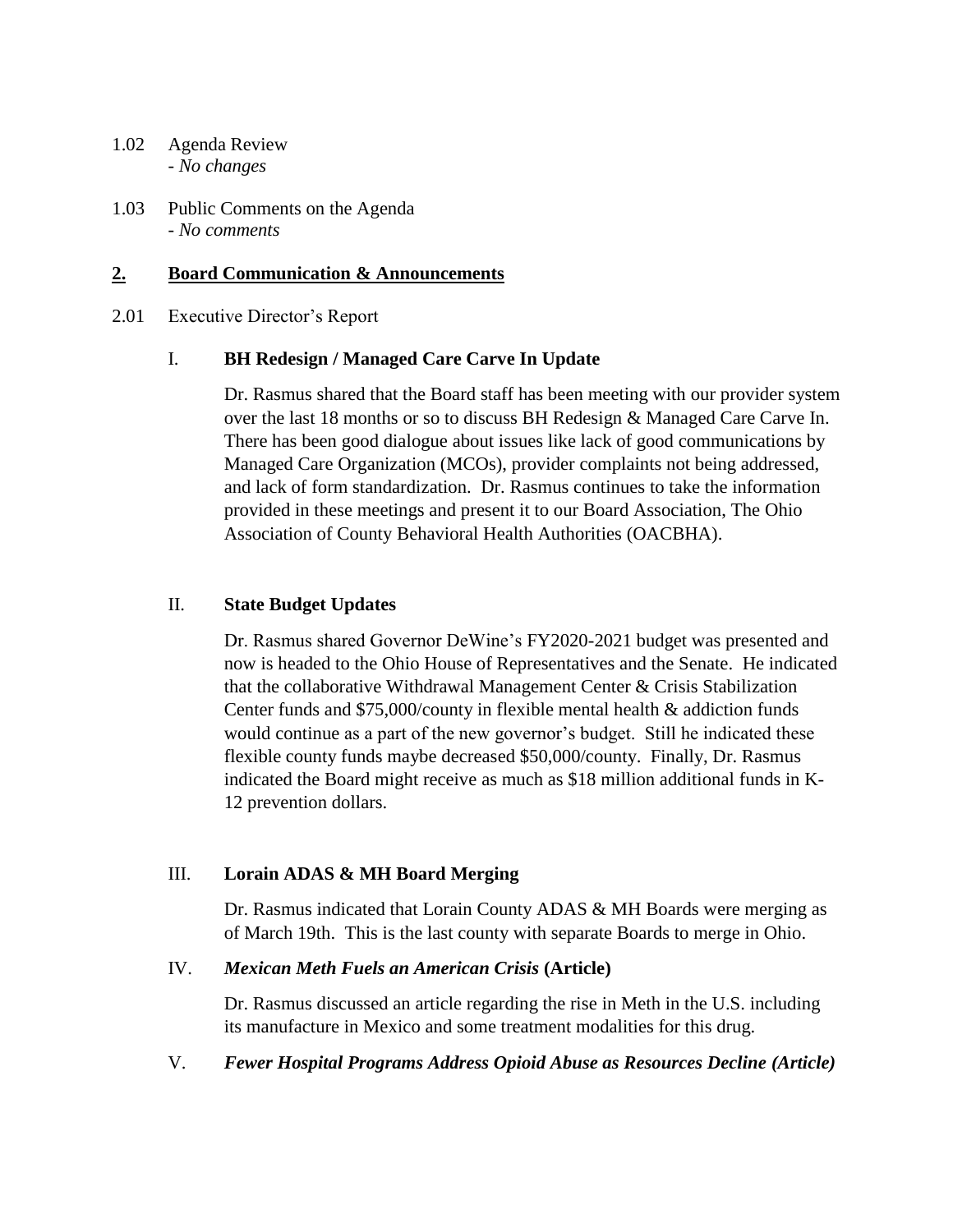1.02 Agenda Review
- *No changes*

1.03 Public Comments on the Agenda
- *No comments*

## **2. Board Communication & Announcements**

2.01 Executive Director's Report

### I. **BH Redesign / Managed Care Carve In Update**

Dr. Rasmus shared that the Board staff has been meeting with our provider system over the last 18 months or so to discuss BH Redesign & Managed Care Carve In. There has been good dialogue about issues like lack of good communications by Managed Care Organization (MCOs), provider complaints not being addressed, and lack of form standardization. Dr. Rasmus continues to take the information provided in these meetings and present it to our Board Association, The Ohio Association of County Behavioral Health Authorities (OACBHA).

### II. **State Budget Updates**

Dr. Rasmus shared Governor DeWine's FY2020-2021 budget was presented and now is headed to the Ohio House of Representatives and the Senate. He indicated that the collaborative Withdrawal Management Center & Crisis Stabilization Center funds and $75,000/county in flexible mental health & addiction funds would continue as a part of the new governor's budget. Still he indicated these flexible county funds maybe decreased $50,000/county. Finally, Dr. Rasmus indicated the Board might receive as much as $18 million additional funds in K-12 prevention dollars.

### III. **Lorain ADAS & MH Board Merging**

Dr. Rasmus indicated that Lorain County ADAS & MH Boards were merging as of March 19th. This is the last county with separate Boards to merge in Ohio.

### IV. ***Mexican Meth Fuels an American Crisis* (Article)**

Dr. Rasmus discussed an article regarding the rise in Meth in the U.S. including its manufacture in Mexico and some treatment modalities for this drug.

### V. ***Fewer Hospital Programs Address Opioid Abuse as Resources Decline (Article)***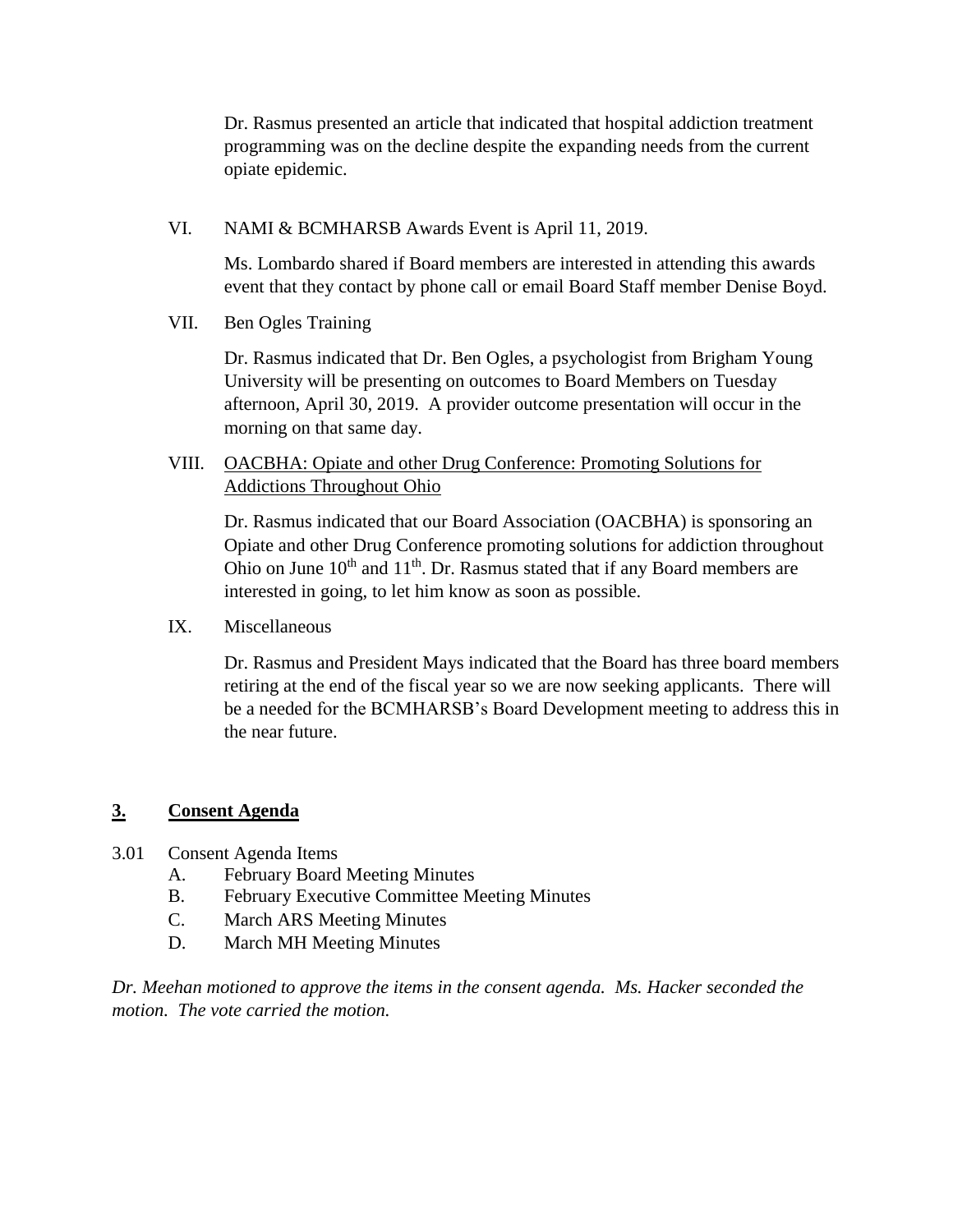Dr. Rasmus presented an article that indicated that hospital addiction treatment programming was on the decline despite the expanding needs from the current opiate epidemic.

VI. NAMI & BCMHARSB Awards Event is April 11, 2019.

Ms. Lombardo shared if Board members are interested in attending this awards event that they contact by phone call or email Board Staff member Denise Boyd.

VII. Ben Ogles Training

Dr. Rasmus indicated that Dr. Ben Ogles, a psychologist from Brigham Young University will be presenting on outcomes to Board Members on Tuesday afternoon, April 30, 2019. A provider outcome presentation will occur in the morning on that same day.

VIII. <u>OACBHA: Opiate and other Drug Conference: Promoting Solutions for Addictions Throughout Ohio</u>

Dr. Rasmus indicated that our Board Association (OACBHA) is sponsoring an Opiate and other Drug Conference promoting solutions for addiction throughout Ohio on June 10th and 11th. Dr. Rasmus stated that if any Board members are interested in going, to let him know as soon as possible.

IX. Miscellaneous

Dr. Rasmus and President Mays indicated that the Board has three board members retiring at the end of the fiscal year so we are now seeking applicants. There will be a needed for the BCMHARSB's Board Development meeting to address this in the near future.

## **<u>3. Consent Agenda</u>**

3.01 Consent Agenda Items

A. February Board Meeting Minutes
B. February Executive Committee Meeting Minutes
C. March ARS Meeting Minutes
D. March MH Meeting Minutes

*Dr. Meehan motioned to approve the items in the consent agenda. Ms. Hacker seconded the motion. The vote carried the motion.*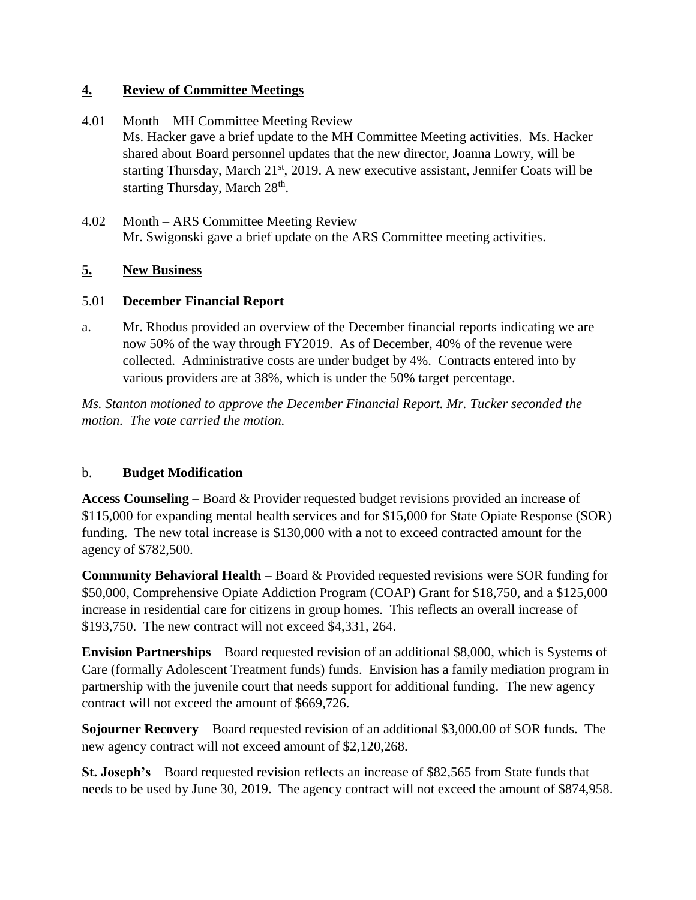## **4. Review of Committee Meetings**

4.01 Month – MH Committee Meeting Review
Ms. Hacker gave a brief update to the MH Committee Meeting activities. Ms. Hacker shared about Board personnel updates that the new director, Joanna Lowry, will be starting Thursday, March 21st, 2019. A new executive assistant, Jennifer Coats will be starting Thursday, March 28th.

4.02 Month – ARS Committee Meeting Review
Mr. Swigonski gave a brief update on the ARS Committee meeting activities.

## **5. New Business**

5.01 **December Financial Report**

a. Mr. Rhodus provided an overview of the December financial reports indicating we are now 50% of the way through FY2019. As of December, 40% of the revenue were collected. Administrative costs are under budget by 4%. Contracts entered into by various providers are at 38%, which is under the 50% target percentage.

*Ms. Stanton motioned to approve the December Financial Report. Mr. Tucker seconded the motion. The vote carried the motion.*

b. **Budget Modification**

**Access Counseling** – Board & Provider requested budget revisions provided an increase of $115,000 for expanding mental health services and for $15,000 for State Opiate Response (SOR) funding. The new total increase is $130,000 with a not to exceed contracted amount for the agency of $782,500.

**Community Behavioral Health** – Board & Provided requested revisions were SOR funding for $50,000, Comprehensive Opiate Addiction Program (COAP) Grant for $18,750, and a $125,000 increase in residential care for citizens in group homes. This reflects an overall increase of $193,750. The new contract will not exceed $4,331, 264.

**Envision Partnerships** – Board requested revision of an additional $8,000, which is Systems of Care (formally Adolescent Treatment funds) funds. Envision has a family mediation program in partnership with the juvenile court that needs support for additional funding. The new agency contract will not exceed the amount of $669,726.

**Sojourner Recovery** – Board requested revision of an additional $3,000.00 of SOR funds. The new agency contract will not exceed amount of $2,120,268.

**St. Joseph's** – Board requested revision reflects an increase of $82,565 from State funds that needs to be used by June 30, 2019. The agency contract will not exceed the amount of $874,958.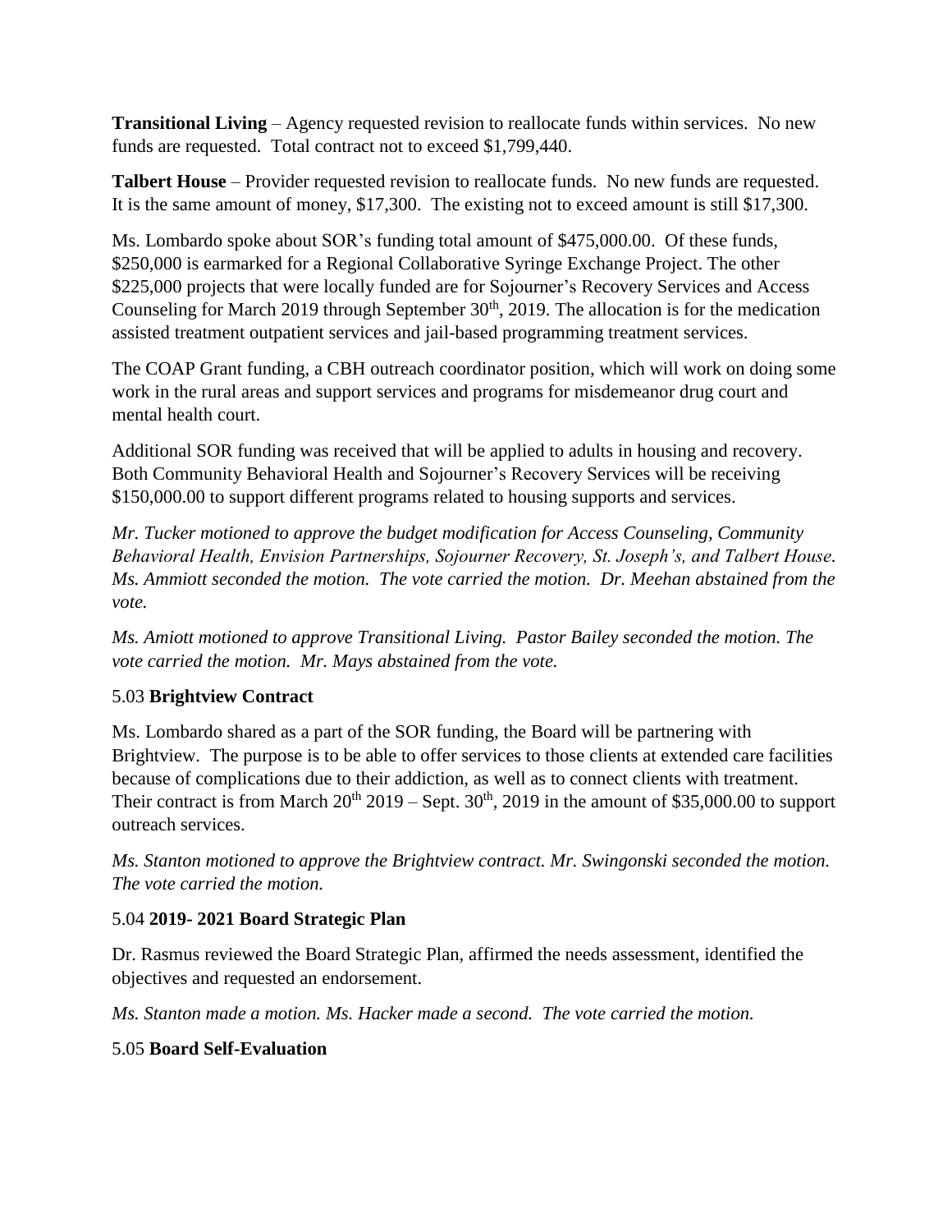**Transitional Living** – Agency requested revision to reallocate funds within services. No new funds are requested. Total contract not to exceed $1,799,440.

**Talbert House** – Provider requested revision to reallocate funds. No new funds are requested. It is the same amount of money, $17,300. The existing not to exceed amount is still $17,300.

Ms. Lombardo spoke about SOR's funding total amount of $475,000.00. Of these funds, $250,000 is earmarked for a Regional Collaborative Syringe Exchange Project. The other $225,000 projects that were locally funded are for Sojourner's Recovery Services and Access Counseling for March 2019 through September 30th, 2019. The allocation is for the medication assisted treatment outpatient services and jail-based programming treatment services.

The COAP Grant funding, a CBH outreach coordinator position, which will work on doing some work in the rural areas and support services and programs for misdemeanor drug court and mental health court.

Additional SOR funding was received that will be applied to adults in housing and recovery. Both Community Behavioral Health and Sojourner's Recovery Services will be receiving $150,000.00 to support different programs related to housing supports and services.

*Mr. Tucker motioned to approve the budget modification for Access Counseling, Community Behavioral Health, Envision Partnerships, Sojourner Recovery, St. Joseph's, and Talbert House. Ms. Ammiott seconded the motion. The vote carried the motion. Dr. Meehan abstained from the vote.*

*Ms. Amiott motioned to approve Transitional Living. Pastor Bailey seconded the motion. The vote carried the motion. Mr. Mays abstained from the vote.*

5.03 **Brightview Contract**

Ms. Lombardo shared as a part of the SOR funding, the Board will be partnering with Brightview. The purpose is to be able to offer services to those clients at extended care facilities because of complications due to their addiction, as well as to connect clients with treatment. Their contract is from March 20th 2019 – Sept. 30th, 2019 in the amount of $35,000.00 to support outreach services.

*Ms. Stanton motioned to approve the Brightview contract. Mr. Swingonski seconded the motion. The vote carried the motion.*

5.04 **2019- 2021 Board Strategic Plan**

Dr. Rasmus reviewed the Board Strategic Plan, affirmed the needs assessment, identified the objectives and requested an endorsement.

*Ms. Stanton made a motion. Ms. Hacker made a second. The vote carried the motion.*

5.05 **Board Self-Evaluation**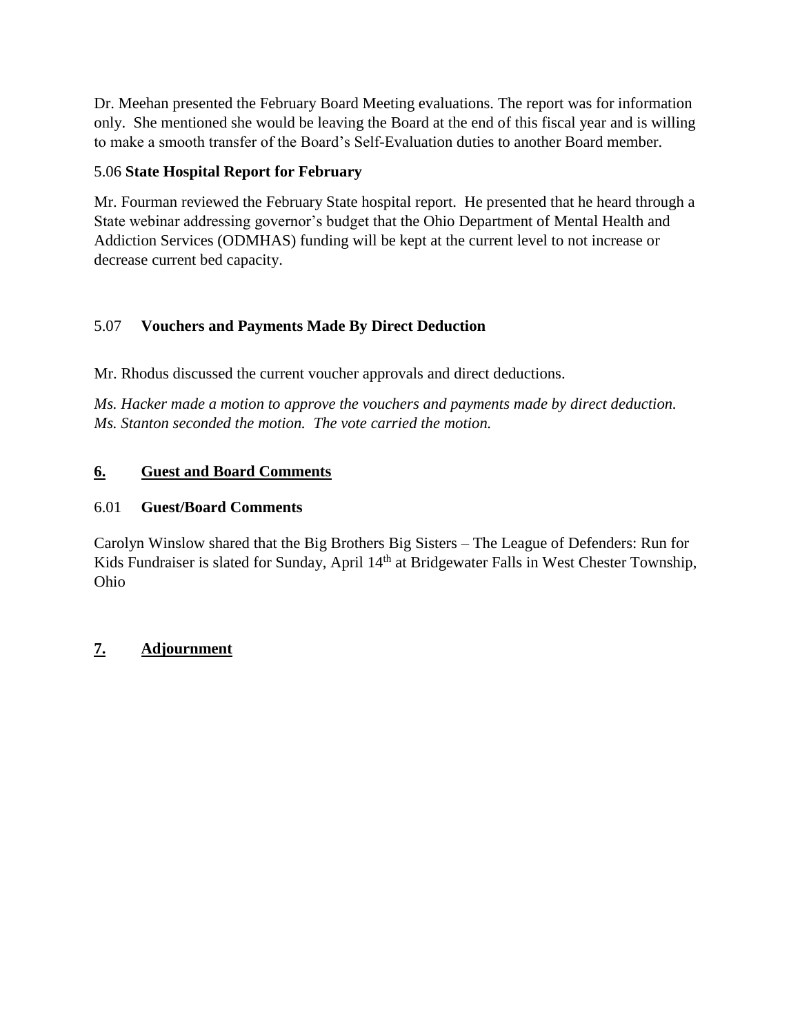Dr. Meehan presented the February Board Meeting evaluations. The report was for information only. She mentioned she would be leaving the Board at the end of this fiscal year and is willing to make a smooth transfer of the Board's Self-Evaluation duties to another Board member.

5.06 **State Hospital Report for February**

Mr. Fourman reviewed the February State hospital report. He presented that he heard through a State webinar addressing governor's budget that the Ohio Department of Mental Health and Addiction Services (ODMHAS) funding will be kept at the current level to not increase or decrease current bed capacity.

5.07 **Vouchers and Payments Made By Direct Deduction**

Mr. Rhodus discussed the current voucher approvals and direct deductions.

*Ms. Hacker made a motion to approve the vouchers and payments made by direct deduction. Ms. Stanton seconded the motion. The vote carried the motion.*

## 6. Guest and Board Comments

6.01 **Guest/Board Comments**

Carolyn Winslow shared that the Big Brothers Big Sisters – The League of Defenders: Run for Kids Fundraiser is slated for Sunday, April 14th at Bridgewater Falls in West Chester Township, Ohio

## 7. Adjournment